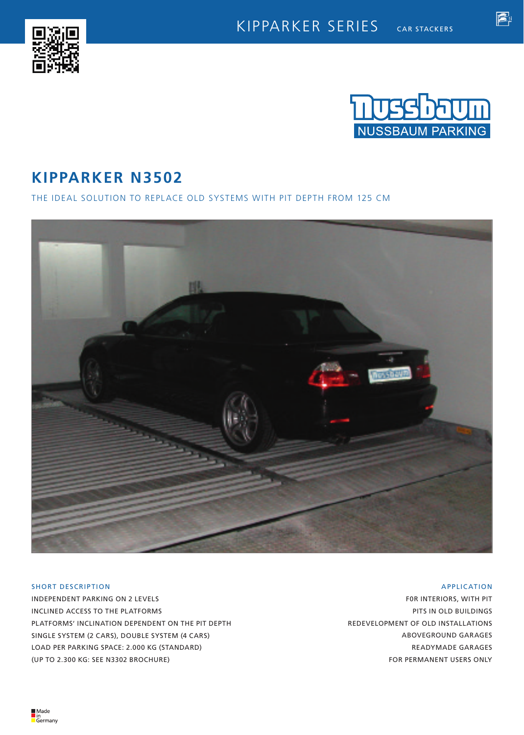KIPPARKER SERIES CAR STACKERS

NUSSBAUM PARKING

# KIPPARKER N3502

THE IDEAL SOLUTION TO REPLACE OLD SYSTEMS WITH PIT DEPTH FROM 125 CM

## SHORT DESCRIPTION

INDEPENDENT PARKING ON 2 LEVELS
INCLINED ACCESS TO THE PLATFORMS
PLATFORMS' INCLINATION DEPENDENT ON THE PIT DEPTH
SINGLE SYSTEM (2 CARS), DOUBLE SYSTEM (4 CARS)
LOAD PER PARKING SPACE: 2.000 KG (STANDARD)
(UP TO 2.300 KG: SEE N3302 BROCHURE)

## APPLICATION

F0R INTERIORS, WITH PIT
PITS IN OLD BUILDINGS
REDEVELOPMENT OF OLD INSTALLATIONS
ABOVEGROUND GARAGES
READYMADE GARAGES
FOR PERMANENT USERS ONLY

Made in Germany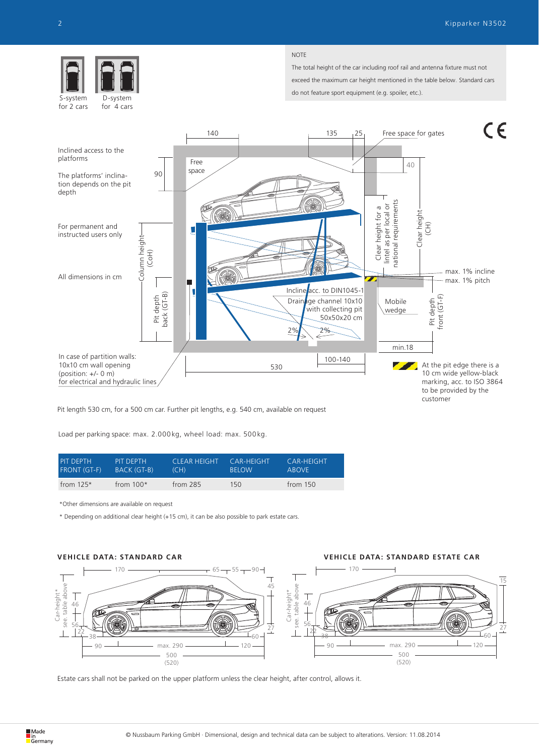S-system for 2 cars

D-system for 4 cars

NOTE

The total height of the car including roof rail and antenna fixture must not exceed the maximum car height mentioned in the table below. Standard cars do not feature sport equipment (e.g. spoiler, etc.).

Inclined access to the platforms

The platforms' inclination depends on the pit depth

For permanent and instructed users only

All dimensions in cm

In case of partition walls: 10x10 cm wall opening (position: +/- 0 m) for electrical and hydraulic lines

140 | 135 | 25 | Free space for gates | 90 | Free space | 40 | Column height (CoH) | Clear height for a lintel as per local or national requirements | Clear height (CH) | max. 1% incline | max. 1% pitch | Pit depth back (GT-B) | Incline acc. to DIN1045-1 | Drainage channel 10x10 with collecting pit 50x50x20 cm | 2% | 2% | Mobile wedge | Pit depth front (GT-F) | min.18 | 100-140 | 530

At the pit edge there is a 10 cm wide yellow-black marking, acc. to ISO 3864 to be provided by the customer

Pit length 530 cm, for a 500 cm car. Further pit lengths, e.g. 540 cm, available on request

Load per parking space: max. 2.000kg, wheel load: max. 500kg.

| PIT DEPTH FRONT (GT-F) | PIT DEPTH BACK (GT-B) | CLEAR HEIGHT (CH) | CAR-HEIGHT BELOW | CAR-HEIGHT ABOVE |
|---|---|---|---|---|
| from 125* | from 100* | from 285 | 150 | from 150 |

*Other dimensions are available on request

* Depending on additional clear height (+15 cm), it can be also possible to park estate cars.

## VEHICLE DATA: STANDARD CAR

170 | 65 | 55 | 90 | 45 | Car-height* see. table above | 46 | 56 | 22 | 38 | 60 | 27 | 90 | max. 290 | 120 | 500 (520)

## VEHICLE DATA: STANDARD ESTATE CAR

170 | 15 | Car-height* see. table above | 46 | 56 | 22 | 38 | 60 | 27 | 90 | max. 290 | 120 | 500 (520)

Estate cars shall not be parked on the upper platform unless the clear height, after control, allows it.

Made in Germany

© Nussbaum Parking GmbH · Dimensional, design and technical data can be subject to alterations. Version: 11.08.2014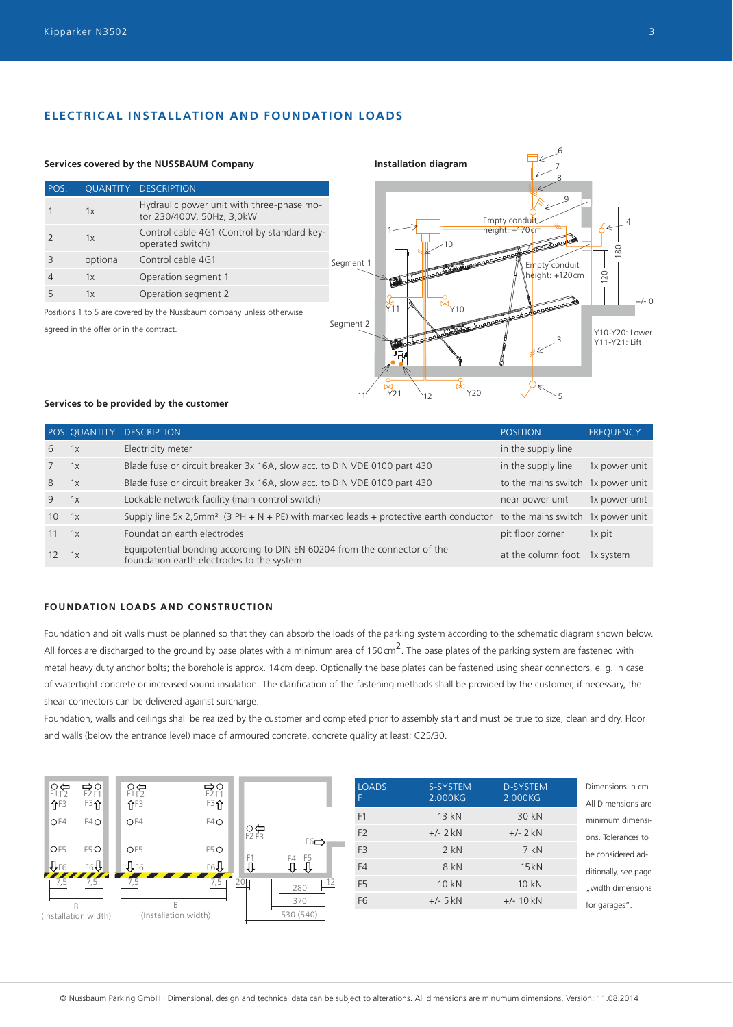## ELECTRICAL INSTALLATION AND FOUNDATION LOADS

### Services covered by the NUSSBAUM Company

| POS. | QUANTITY | DESCRIPTION |
|---|---|---|
| 1 | 1x | Hydraulic power unit with three-phase motor 230/400V, 50Hz, 3,0kW |
| 2 | 1x | Control cable 4G1 (Control by standard key-operated switch) |
| 3 | optional | Control cable 4G1 |
| 4 | 1x | Operation segment 1 |
| 5 | 1x | Operation segment 2 |

Positions 1 to 5 are covered by the Nussbaum company unless otherwise agreed in the offer or in the contract.

### Installation diagram

Empty conduit height: +170cm

Empty conduit height: +120cm

Y10-Y20: Lower
Y11-Y21: Lift

### Services to be provided by the customer

| POS. | QUANTITY | DESCRIPTION | POSITION | FREQUENCY |
|---|---|---|---|---|
| 6 | 1x | Electricity meter | in the supply line | |
| 7 | 1x | Blade fuse or circuit breaker 3x 16A, slow acc. to DIN VDE 0100 part 430 | in the supply line | 1x power unit |
| 8 | 1x | Blade fuse or circuit breaker 3x 16A, slow acc. to DIN VDE 0100 part 430 | to the mains switch | 1x power unit |
| 9 | 1x | Lockable network facility (main control switch) | near power unit | 1x power unit |
| 10 | 1x | Supply line 5x 2,5mm² (3 PH + N + PE) with marked leads + protective earth conductor | to the mains switch | 1x power unit |
| 11 | 1x | Foundation earth electrodes | pit floor corner | 1x pit |
| 12 | 1x | Equipotential bonding according to DIN EN 60204 from the connector of the foundation earth electrodes to the system | at the column foot | 1x system |

### FOUNDATION LOADS AND CONSTRUCTION

Foundation and pit walls must be planned so that they can absorb the loads of the parking system according to the schematic diagram shown below. All forces are discharged to the ground by base plates with a minimum area of 150cm². The base plates of the parking system are fastened with metal heavy duty anchor bolts; the borehole is approx. 14cm deep. Optionally the base plates can be fastened using shear connectors, e. g. in case of watertight concrete or increased sound insulation. The clarification of the fastening methods shall be provided by the customer, if necessary, the shear connectors can be delivered against surcharge.

Foundation, walls and ceilings shall be realized by the customer and completed prior to assembly start and must be true to size, clean and dry. Floor and walls (below the entrance level) made of armoured concrete, concrete quality at least: C25/30.

B (Installation width) B (Installation width)

| LOADS F | S-SYSTEM 2.000KG | D-SYSTEM 2.000KG |
|---|---|---|
| F1 | 13 kN | 30 kN |
| F2 | +/- 2 kN | +/- 2 kN |
| F3 | 2 kN | 7 kN |
| F4 | 8 kN | 15kN |
| F5 | 10 kN | 10 kN |
| F6 | +/- 5 kN | +/- 10 kN |

Dimensions in cm. All Dimensions are minimum dimensions. Tolerances to be considered additionally, see page „width dimensions for garages".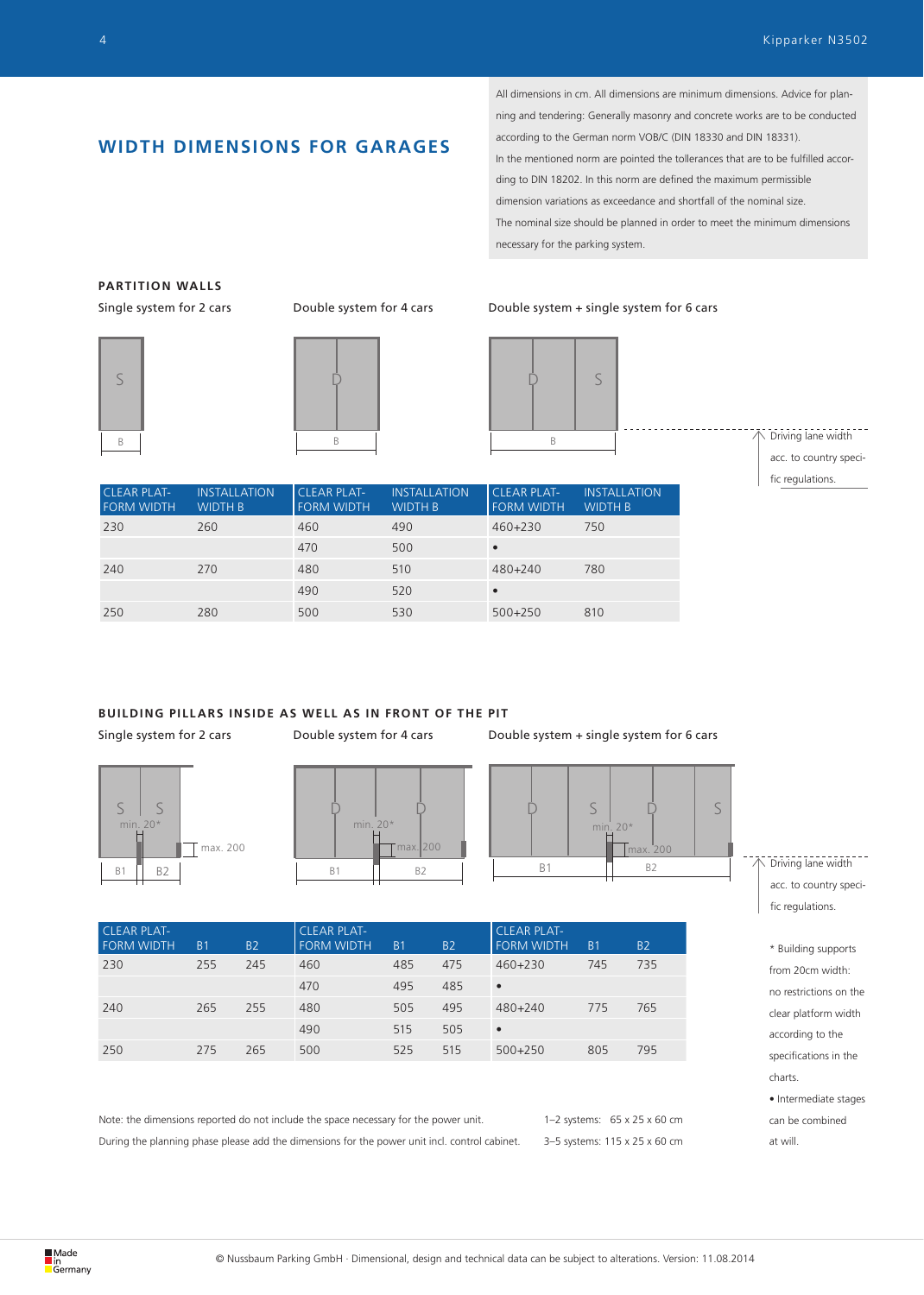## WIDTH DIMENSIONS FOR GARAGES

All dimensions in cm. All dimensions are minimum dimensions. Advice for planning and tendering: Generally masonry and concrete works are to be conducted according to the German norm VOB/C (DIN 18330 and DIN 18331). In the mentioned norm are pointed the tolerances that are to be fulfilled according to DIN 18202. In this norm are defined the maximum permissible dimension variations as exceedance and shortfall of the nominal size. The nominal size should be planned in order to meet the minimum dimensions necessary for the parking system.

### PARTITION WALLS

Single system for 2 cars | Double system for 4 cars | Double system + single system for 6 cars

S | D | D S

B | B | B

Driving lane width acc. to country specific regulations.

| CLEAR PLATFORM WIDTH | INSTALLATION WIDTH B | CLEAR PLATFORM WIDTH | INSTALLATION WIDTH B | CLEAR PLATFORM WIDTH | INSTALLATION WIDTH B |
|---|---|---|---|---|---|
| 230 | 260 | 460 | 490 | 460+230 | 750 |
| | | 470 | 500 | • | |
| 240 | 270 | 480 | 510 | 480+240 | 780 |
| | | 490 | 520 | • | |
| 250 | 280 | 500 | 530 | 500+250 | 810 |

### BUILDING PILLARS INSIDE AS WELL AS IN FRONT OF THE PIT

Single system for 2 cars | Double system for 4 cars | Double system + single system for 6 cars

S S, min. 20*, max. 200, B1 B2 | D D, min. 20*, max. 200, B1 B2 | D S D S, min. 20*, max. 200, B1 B2

Driving lane width acc. to country specific regulations.

| CLEAR PLATFORM WIDTH | B1 | B2 | CLEAR PLATFORM WIDTH | B1 | B2 | CLEAR PLATFORM WIDTH | B1 | B2 |
|---|---|---|---|---|---|---|---|---|
| 230 | 255 | 245 | 460 | 485 | 475 | 460+230 | 745 | 735 |
| | | | 470 | 495 | 485 | • | | |
| 240 | 265 | 255 | 480 | 505 | 495 | 480+240 | 775 | 765 |
| | | | 490 | 515 | 505 | • | | |
| 250 | 275 | 265 | 500 | 525 | 515 | 500+250 | 805 | 795 |

\* Building supports from 20cm width: no restrictions on the clear platform width according to the specifications in the charts.

• Intermediate stages can be combined at will.

Note: the dimensions reported do not include the space necessary for the power unit. During the planning phase please add the dimensions for the power unit incl. control cabinet.

1–2 systems: 65 x 25 x 60 cm
3–5 systems: 115 x 25 x 60 cm

Made in Germany

© Nussbaum Parking GmbH · Dimensional, design and technical data can be subject to alterations. Version: 11.08.2014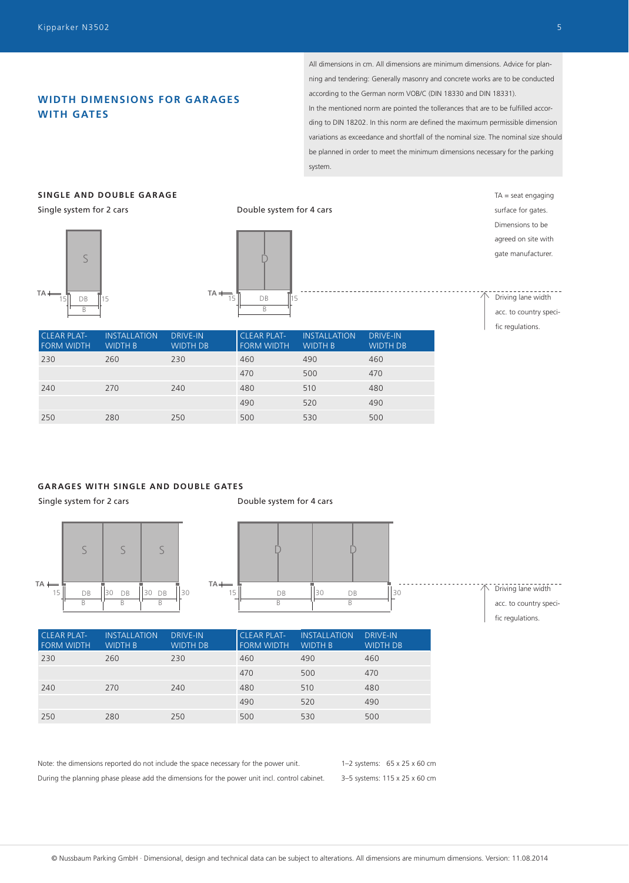## WIDTH DIMENSIONS FOR GARAGES WITH GATES

All dimensions in cm. All dimensions are minimum dimensions. Advice for planning and tendering: Generally masonry and concrete works are to be conducted according to the German norm VOB/C (DIN 18330 and DIN 18331).
In the mentioned norm are pointed the tolerances that are to be fulfilled according to DIN 18202. In this norm are defined the maximum permissible dimension variations as exceedance and shortfall of the nominal size. The nominal size should be planned in order to meet the minimum dimensions necessary for the parking system.

### SINGLE AND DOUBLE GARAGE

Single system for 2 cars

Double system for 4 cars

TA = seat engaging surface for gates. Dimensions to be agreed on site with gate manufacturer.

Driving lane width acc. to country specific regulations.

| CLEAR PLATFORM WIDTH | INSTALLATION WIDTH B | DRIVE-IN WIDTH DB | CLEAR PLATFORM WIDTH | INSTALLATION WIDTH B | DRIVE-IN WIDTH DB |
|---|---|---|---|---|---|
| 230 | 260 | 230 | 460 | 490 | 460 |
| | | | 470 | 500 | 470 |
| 240 | 270 | 240 | 480 | 510 | 480 |
| | | | 490 | 520 | 490 |
| 250 | 280 | 250 | 500 | 530 | 500 |

### GARAGES WITH SINGLE AND DOUBLE GATES

Single system for 2 cars

Double system for 4 cars

Driving lane width acc. to country specific regulations.

| CLEAR PLATFORM WIDTH | INSTALLATION WIDTH B | DRIVE-IN WIDTH DB | CLEAR PLATFORM WIDTH | INSTALLATION WIDTH B | DRIVE-IN WIDTH DB |
|---|---|---|---|---|---|
| 230 | 260 | 230 | 460 | 490 | 460 |
| | | | 470 | 500 | 470 |
| 240 | 270 | 240 | 480 | 510 | 480 |
| | | | 490 | 520 | 490 |
| 250 | 280 | 250 | 500 | 530 | 500 |

Note: the dimensions reported do not include the space necessary for the power unit.
During the planning phase please add the dimensions for the power unit incl. control cabinet.

1–2 systems: 65 x 25 x 60 cm
3–5 systems: 115 x 25 x 60 cm

© Nussbaum Parking GmbH · Dimensional, design and technical data can be subject to alterations. All dimensions are minumum dimensions. Version: 11.08.2014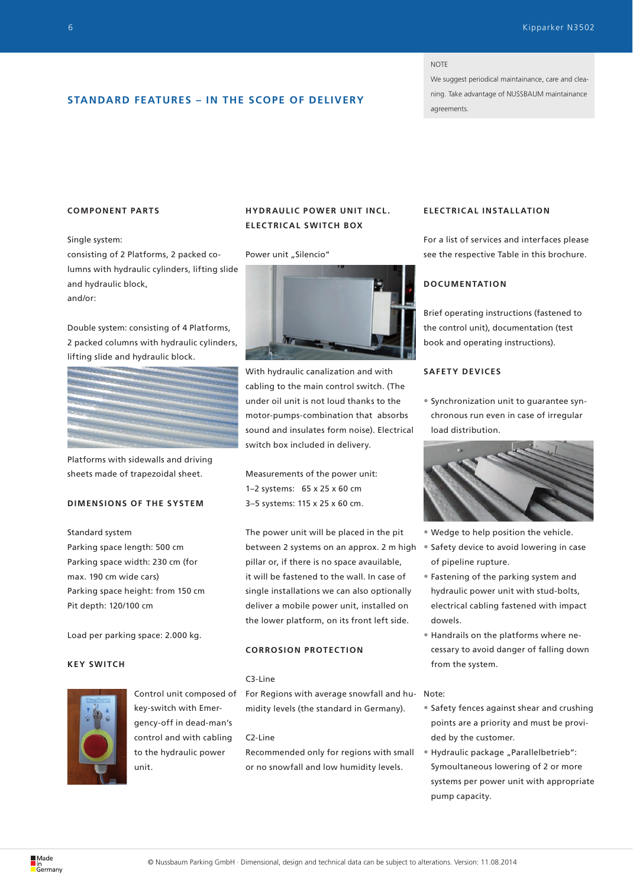## STANDARD FEATURES – IN THE SCOPE OF DELIVERY

NOTE

We suggest periodical maintainance, care and cleaning. Take advantage of NUSSBAUM maintainance agreements.

### COMPONENT PARTS

Single system:
consisting of 2 Platforms, 2 packed columns with hydraulic cylinders, lifting slide and hydraulic block,
and/or:

Double system: consisting of 4 Platforms, 2 packed columns with hydraulic cylinders, lifting slide and hydraulic block.

Platforms with sidewalls and driving sheets made of trapezoidal sheet.

### DIMENSIONS OF THE SYSTEM

Standard system
Parking space length: 500 cm
Parking space width: 230 cm (for max. 190 cm wide cars)
Parking space height: from 150 cm
Pit depth: 120/100 cm

Load per parking space: 2.000 kg.

### KEY SWITCH

Control unit composed of key-switch with Emergency-off in dead-man's control and with cabling to the hydraulic power unit.

### HYDRAULIC POWER UNIT INCL. ELECTRICAL SWITCH BOX

Power unit „Silencio"

With hydraulic canalization and with cabling to the main control switch. (The under oil unit is not loud thanks to the motor-pumps-combination that absorbs sound and insulates form noise). Electrical switch box included in delivery.

Measurements of the power unit:
1–2 systems: 65 x 25 x 60 cm
3–5 systems: 115 x 25 x 60 cm.

The power unit will be placed in the pit between 2 systems on an approx. 2 m high pillar or, if there is no space avauilable, it will be fastened to the wall. In case of single installations we can also optionally deliver a mobile power unit, installed on the lower platform, on its front left side.

### CORROSION PROTECTION

C3-Line
For Regions with average snowfall and humidity levels (the standard in Germany).

C2-Line
Recommended only for regions with small or no snowfall and low humidity levels.

### ELECTRICAL INSTALLATION

For a list of services and interfaces please see the respective Table in this brochure.

### DOCUMENTATION

Brief operating instructions (fastened to the control unit), documentation (test book and operating instructions).

### SAFETY DEVICES

- Synchronization unit to guarantee synchronous run even in case of irregular load distribution.
- Wedge to help position the vehicle.
- Safety device to avoid lowering in case of pipeline rupture.
- Fastening of the parking system and hydraulic power unit with stud-bolts, electrical cabling fastened with impact dowels.
- Handrails on the platforms where necessary to avoid danger of falling down from the system.

Note:

- Safety fences against shear and crushing points are a priority and must be provided by the customer.
- Hydraulic package „Parallelbetrieb": Symoultaneous lowering of 2 or more systems per power unit with appropriate pump capacity.

© Nussbaum Parking GmbH · Dimensional, design and technical data can be subject to alterations. Version: 11.08.2014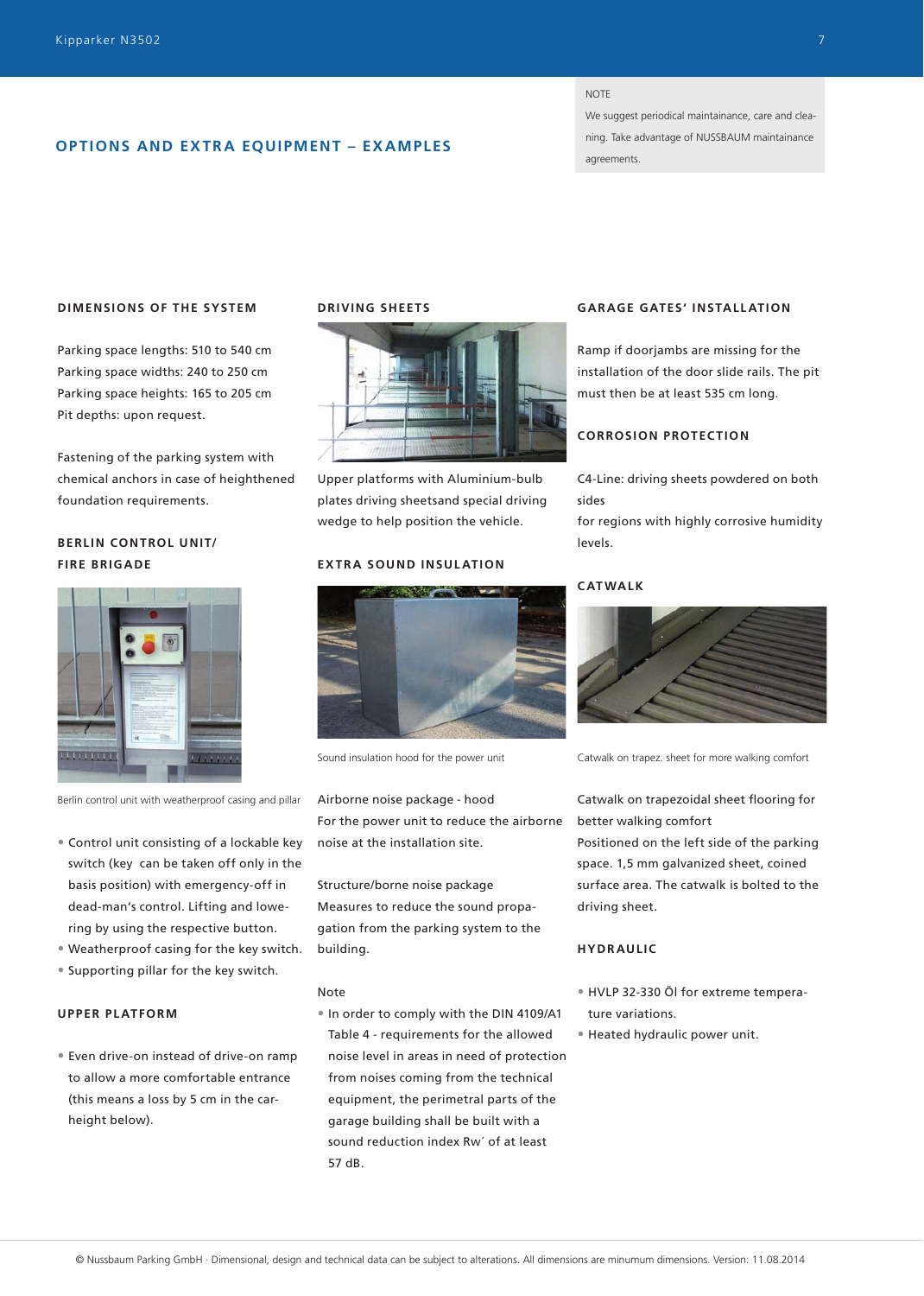## OPTIONS AND EXTRA EQUIPMENT – EXAMPLES

NOTE

We suggest periodical maintainance, care and cleaning. Take advantage of NUSSBAUM maintainance agreements.

### DIMENSIONS OF THE SYSTEM

Parking space lengths: 510 to 540 cm
Parking space widths: 240 to 250 cm
Parking space heights: 165 to 205 cm
Pit depths: upon request.

Fastening of the parking system with chemical anchors in case of heighthened foundation requirements.

### BERLIN CONTROL UNIT/ FIRE BRIGADE

Berlin control unit with weatherproof casing and pillar

- Control unit consisting of a lockable key switch (key can be taken off only in the basis position) with emergency-off in dead-man's control. Lifting and lowering by using the respective button.
- Weatherproof casing for the key switch.
- Supporting pillar for the key switch.

### UPPER PLATFORM

- Even drive-on instead of drive-on ramp to allow a more comfortable entrance (this means a loss by 5 cm in the car-height below).

### DRIVING SHEETS

Upper platforms with Aluminium-bulb plates driving sheetsand special driving wedge to help position the vehicle.

### EXTRA SOUND INSULATION

Sound insulation hood for the power unit

Airborne noise package - hood
For the power unit to reduce the airborne noise at the installation site.

Structure/borne noise package
Measures to reduce the sound propagation from the parking system to the building.

Note

- In order to comply with the DIN 4109/A1 Table 4 - requirements for the allowed noise level in areas in need of protection from noises coming from the technical equipment, the perimetral parts of the garage building shall be built with a sound reduction index Rw´ of at least 57 dB.

### GARAGE GATES' INSTALLATION

Ramp if doorjambs are missing for the installation of the door slide rails. The pit must then be at least 535 cm long.

### CORROSION PROTECTION

C4-Line: driving sheets powdered on both sides
for regions with highly corrosive humidity levels.

### CATWALK

Catwalk on trapez. sheet for more walking comfort

Catwalk on trapezoidal sheet flooring for better walking comfort
Positioned on the left side of the parking space. 1,5 mm galvanized sheet, coined surface area. The catwalk is bolted to the driving sheet.

### HYDRAULIC

- HVLP 32-330 Öl for extreme temperature variations.
- Heated hydraulic power unit.

© Nussbaum Parking GmbH · Dimensional, design and technical data can be subject to alterations. All dimensions are minumum dimensions. Version: 11.08.2014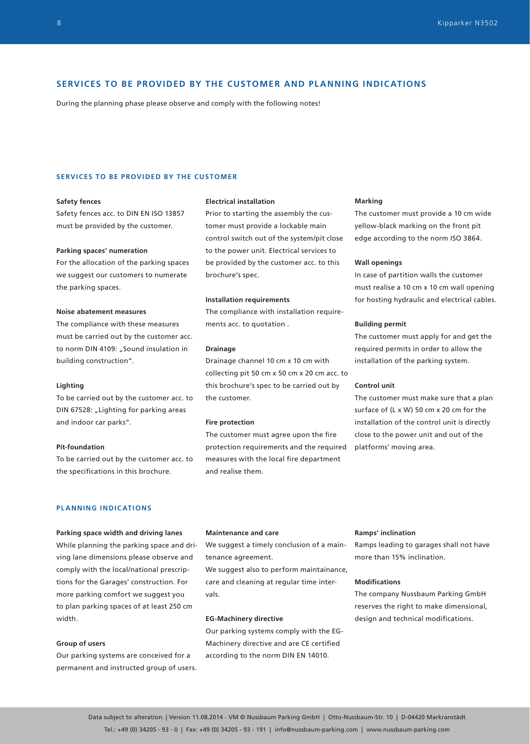## SERVICES TO BE PROVIDED BY THE CUSTOMER AND PLANNING INDICATIONS

During the planning phase please observe and comply with the following notes!

### SERVICES TO BE PROVIDED BY THE CUSTOMER

**Safety fences**
Safety fences acc. to DIN EN ISO 13857 must be provided by the customer.

**Parking spaces' numeration**
For the allocation of the parking spaces we suggest our customers to numerate the parking spaces.

**Noise abatement measures**
The compliance with these measures must be carried out by the customer acc. to norm DIN 4109: „Sound insulation in building construction".

**Lighting**
To be carried out by the customer acc. to DIN 67528: „Lighting for parking areas and indoor car parks".

**Pit-foundation**
To be carried out by the customer acc. to the specifications in this brochure.

**Electrical installation**
Prior to starting the assembly the customer must provide a lockable main control switch out of the system/pit close to the power unit. Electrical services to be provided by the customer acc. to this brochure's spec.

**Installation requirements**
The compliance with installation requirements acc. to quotation .

**Drainage**
Drainage channel 10 cm x 10 cm with collecting pit 50 cm x 50 cm x 20 cm acc. to this brochure's spec to be carried out by the customer.

**Fire protection**
The customer must agree upon the fire protection requirements and the required measures with the local fire department and realise them.

**Marking**
The customer must provide a 10 cm wide yellow-black marking on the front pit edge according to the norm ISO 3864.

**Wall openings**
In case of partition walls the customer must realise a 10 cm x 10 cm wall opening for hosting hydraulic and electrical cables.

**Building permit**
The customer must apply for and get the required permits in order to allow the installation of the parking system.

**Control unit**
The customer must make sure that a plan surface of (L x W) 50 cm x 20 cm for the installation of the control unit is directly close to the power unit and out of the platforms' moving area.

### PLANNING INDICATIONS

**Parking space width and driving lanes**
While planning the parking space and driving lane dimensions please observe and comply with the local/national prescriptions for the Garages' construction. For more parking comfort we suggest you to plan parking spaces of at least 250 cm width.

**Group of users**
Our parking systems are conceived for a permanent and instructed group of users.

**Maintenance and care**
We suggest a timely conclusion of a maintenance agreement.
We suggest also to perform maintainance, care and cleaning at regular time intervals.

**EG-Machinery directive**
Our parking systems comply with the EG-Machinery directive and are CE certified according to the norm DIN EN 14010.

**Ramps' inclination**
Ramps leading to garages shall not have more than 15% inclination.

**Modifications**
The company Nussbaum Parking GmbH reserves the right to make dimensional, design and technical modifications.

Data subject to alteration. | Version 11.08.2014 - VM © Nussbaum Parking GmbH | Otto-Nussbaum-Str. 10 | D-04420 Markranstädt
Tel.: +49 (0) 34205 - 93 - 0 | Fax: +49 (0) 34205 - 93 - 191 | info@nussbaum-parking.com | www.nussbaum-parking.com